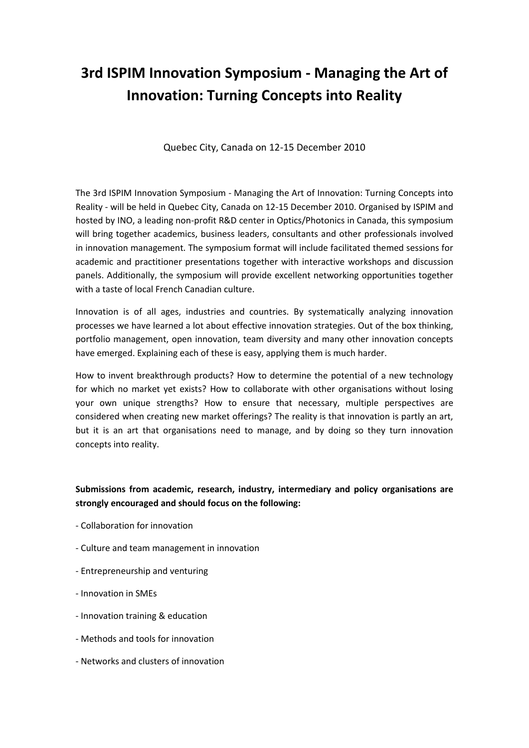# 3rd ISPIM Innovation Symposium - Managing the Art of Innovation: Turning Concepts into Reality

Quebec City, Canada on 12-15 December 2010

The 3rd ISPIM Innovation Symposium - Managing the Art of Innovation: Turning Concepts into Reality - will be held in Quebec City, Canada on 12-15 December 2010. Organised by ISPIM and hosted by INO, a leading non-profit R&D center in Optics/Photonics in Canada, this symposium will bring together academics, business leaders, consultants and other professionals involved in innovation management. The symposium format will include facilitated themed sessions for academic and practitioner presentations together with interactive workshops and discussion panels. Additionally, the symposium will provide excellent networking opportunities together with a taste of local French Canadian culture.

Innovation is of all ages, industries and countries. By systematically analyzing innovation processes we have learned a lot about effective innovation strategies. Out of the box thinking, portfolio management, open innovation, team diversity and many other innovation concepts have emerged. Explaining each of these is easy, applying them is much harder.

How to invent breakthrough products? How to determine the potential of a new technology for which no market yet exists? How to collaborate with other organisations without losing your own unique strengths? How to ensure that necessary, multiple perspectives are considered when creating new market offerings? The reality is that innovation is partly an art, but it is an art that organisations need to manage, and by doing so they turn innovation concepts into reality.

**Submissions from academic, research, industry, intermediary and policy organisations are strongly encouraged and should focus on the following:**

- Collaboration for innovation
- Culture and team management in innovation
- Entrepreneurship and venturing
- Innovation in SMEs
- Innovation training & education
- Methods and tools for innovation
- Networks and clusters of innovation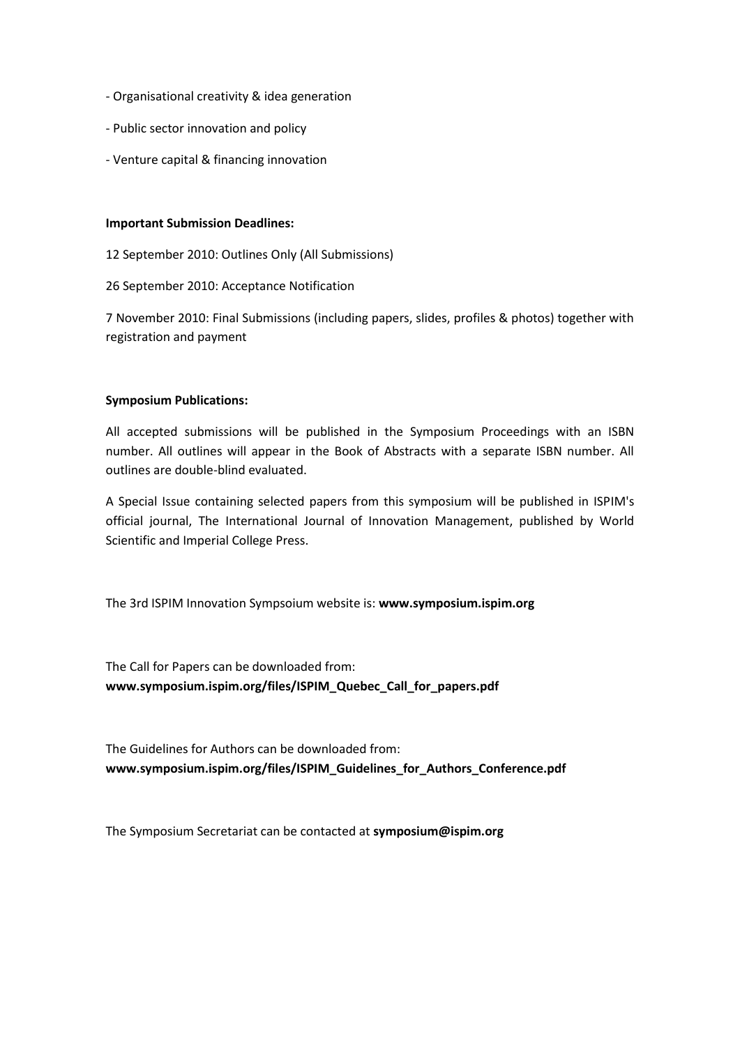- Organisational creativity & idea generation

- Public sector innovation and policy

- Venture capital & financing innovation

**Important Submission Deadlines:**

12 September 2010: Outlines Only (All Submissions)

26 September 2010: Acceptance Notification

7 November 2010: Final Submissions (including papers, slides, profiles & photos) together with registration and payment

**Symposium Publications:**

All accepted submissions will be published in the Symposium Proceedings with an ISBN number. All outlines will appear in the Book of Abstracts with a separate ISBN number. All outlines are double-blind evaluated.

A Special Issue containing selected papers from this symposium will be published in ISPIM's official journal, The International Journal of Innovation Management, published by World Scientific and Imperial College Press.

The 3rd ISPIM Innovation Sympsoium website is: **www.symposium.ispim.org**

The Call for Papers can be downloaded from:
**www.symposium.ispim.org/files/ISPIM_Quebec_Call_for_papers.pdf**

The Guidelines for Authors can be downloaded from:
**www.symposium.ispim.org/files/ISPIM_Guidelines_for_Authors_Conference.pdf**

The Symposium Secretariat can be contacted at **symposium@ispim.org**